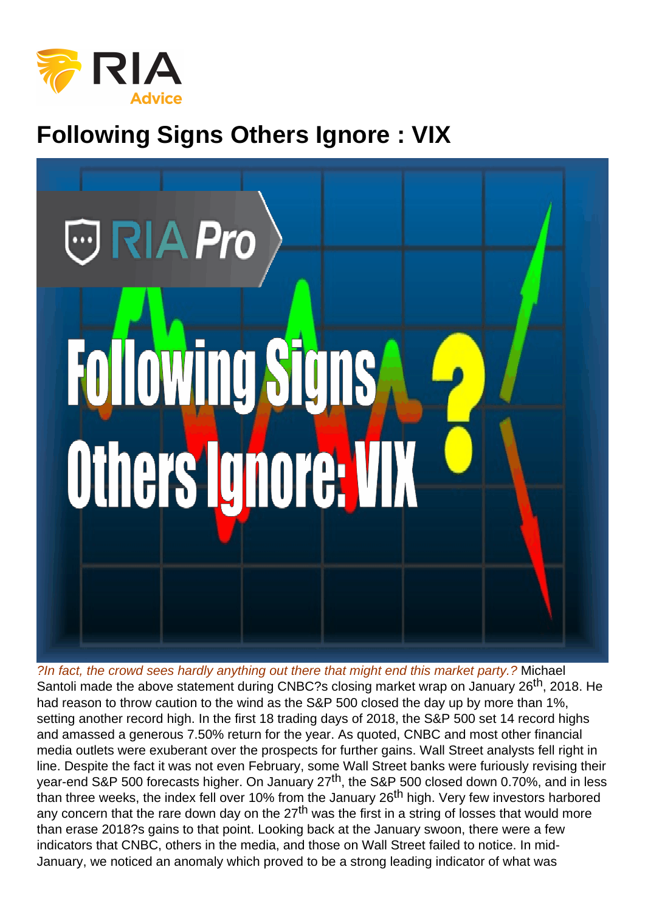# Following Signs Others Ignore : VIX

*?In fact, the crowd sees hardly anything out there that might end this market party.?* Michael Santoli made the above statement during CNBC?s closing market wrap on January 26th, 2018. He had reason to throw caution to the wind as the S&P 500 closed the day up by more than 1%, setting another record high. In the first 18 trading days of 2018, the S&P 500 set 14 record highs and amassed a generous 7.50% return for the year. As quoted, CNBC and most other financial media outlets were exuberant over the prospects for further gains. Wall Street analysts fell right in line. Despite the fact it was not even February, some Wall Street banks were furiously revising their year-end S&P 500 forecasts higher. On January 27th, the S&P 500 closed down 0.70%, and in less than three weeks, the index fell over 10% from the January 26th high. Very few investors harbored any concern that the rare down day on the 27th was the first in a string of losses that would more than erase 2018?s gains to that point. Looking back at the January swoon, there were a few indicators that CNBC, others in the media, and those on Wall Street failed to notice. In mid-January, we noticed an anomaly which proved to be a strong leading indicator of what was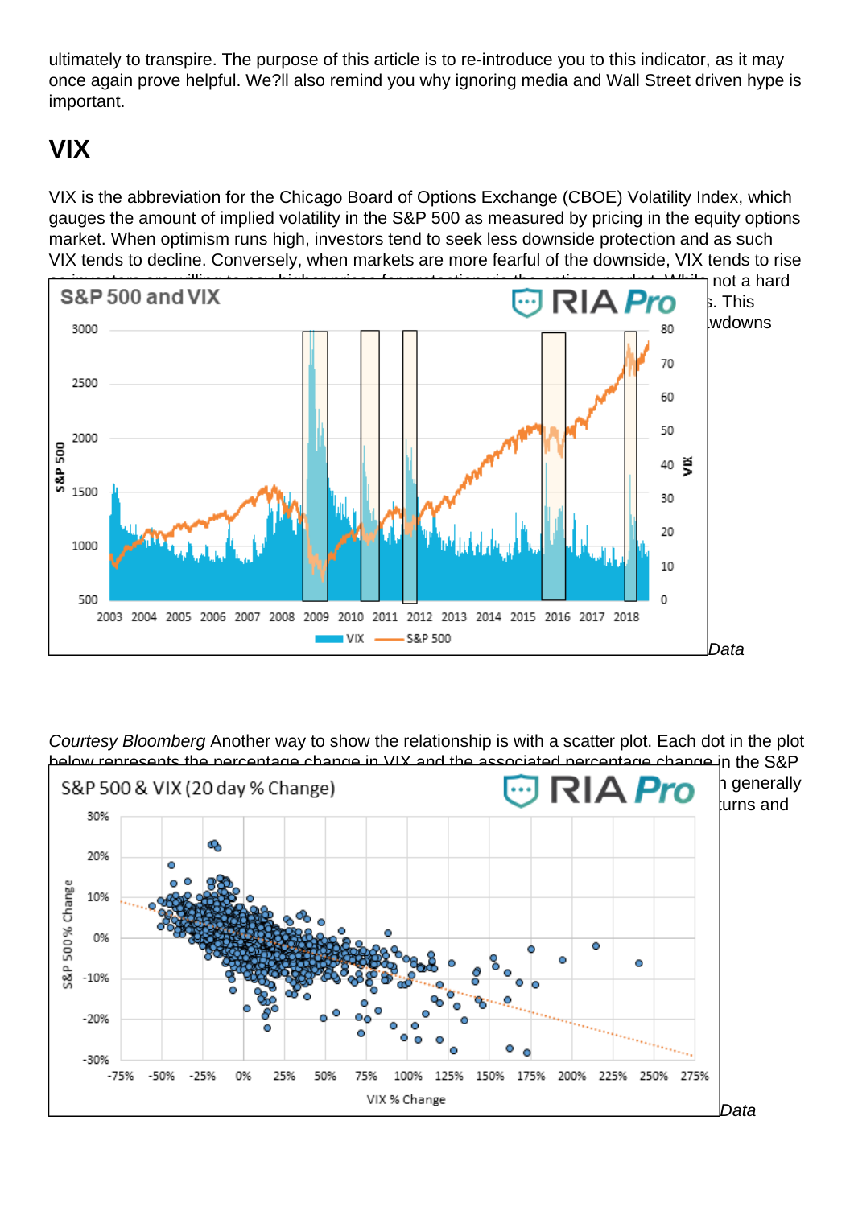ultimately to transpire. The purpose of this article is to re-introduce you to this indicator, as it may once again prove helpful. We?ll also remind you why ignoring media and Wall Street driven hype is important.

## VIX

VIX is the abbreviation for the Chicago Board of Options Exchange (CBOE) Volatility Index, which gauges the amount of implied volatility in the S&P 500 as measured by pricing in the equity options market. When optimism runs high, investors tend to seek less downside protection and as such VIX tends to decline. Conversely, when markets are more fearful of the downside, VIX tends to rise as investors are willing to pay higher prices for protection via the options market. While not a hard ... s. This ... wdowns

*Data*

*Courtesy Bloomberg* Another way to show the relationship is with a scatter plot. Each dot in the plot below represents the percentage change in VIX and the associated percentage change in the S&P ... n generally ... turns and

*Data*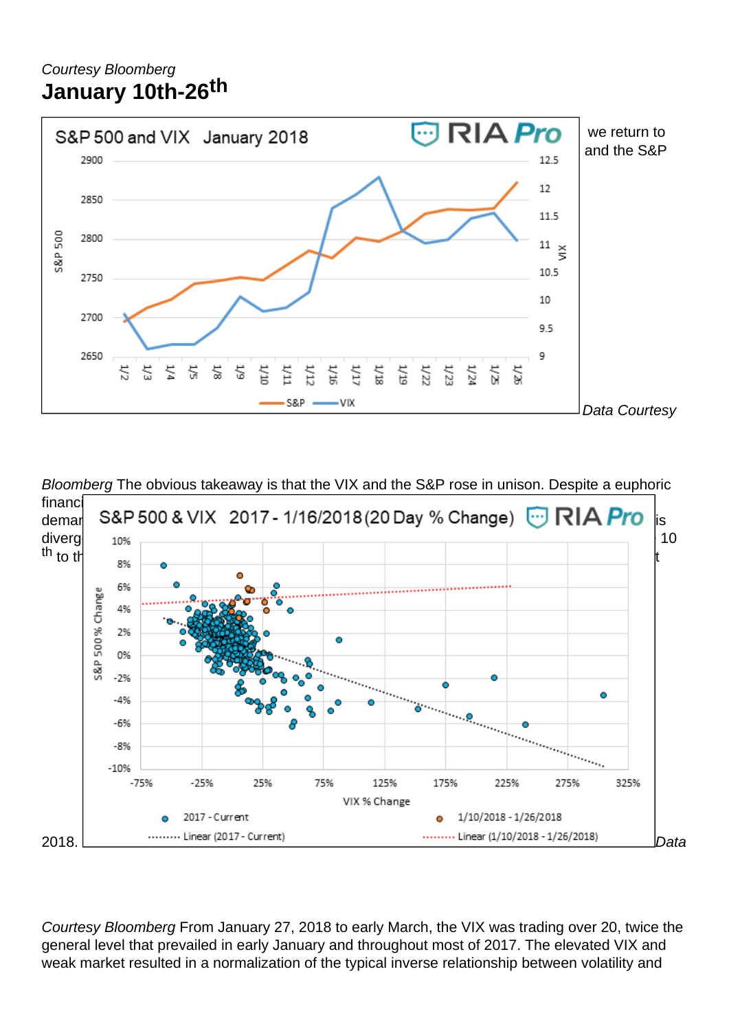*Courtesy Bloomberg*

**January 10th-26th**

we return to ... and the S&P

*Data Courtesy Bloomberg* The obvious takeaway is that the VIX and the S&P rose in unison. Despite a euphoric financi... demar... is diverg... 10 th to th... t

2018. *Data*

*Courtesy Bloomberg* From January 27, 2018 to early March, the VIX was trading over 20, twice the general level that prevailed in early January and throughout most of 2017. The elevated VIX and weak market resulted in a normalization of the typical inverse relationship between volatility and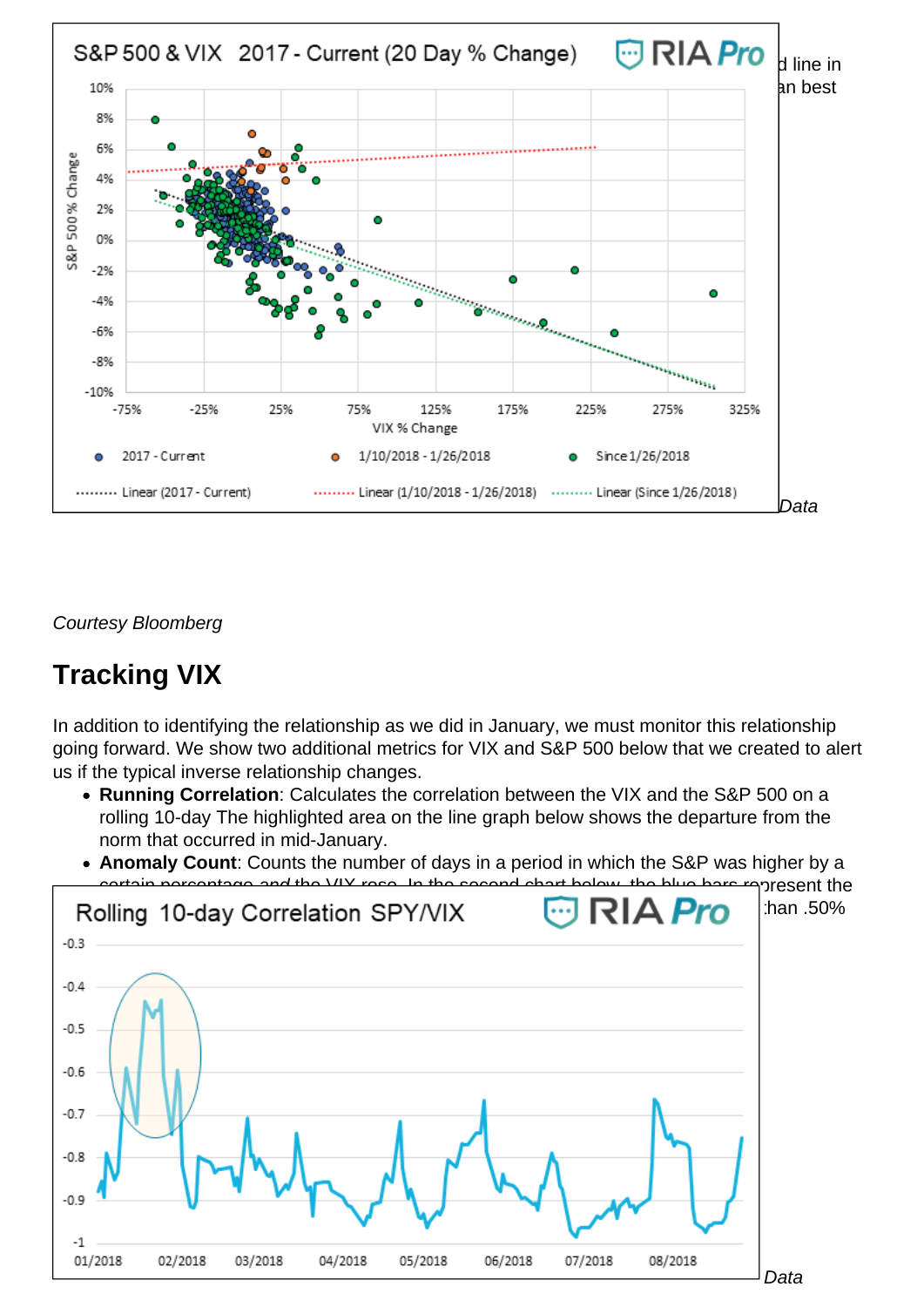d line in
an best

*Data*

*Courtesy Bloomberg*

## Tracking VIX

In addition to identifying the relationship as we did in January, we must monitor this relationship going forward. We show two additional metrics for VIX and S&P 500 below that we created to alert us if the typical inverse relationship changes.

- **Running Correlation**: Calculates the correlation between the VIX and the S&P 500 on a rolling 10-day The highlighted area on the line graph below shows the departure from the norm that occurred in mid-January.
- **Anomaly Count**: Counts the number of days in a period in which the S&P was higher by a certain percentage *and* the VIX rose. In the second chart below, the blue bars represent the ... than .50%

*Data*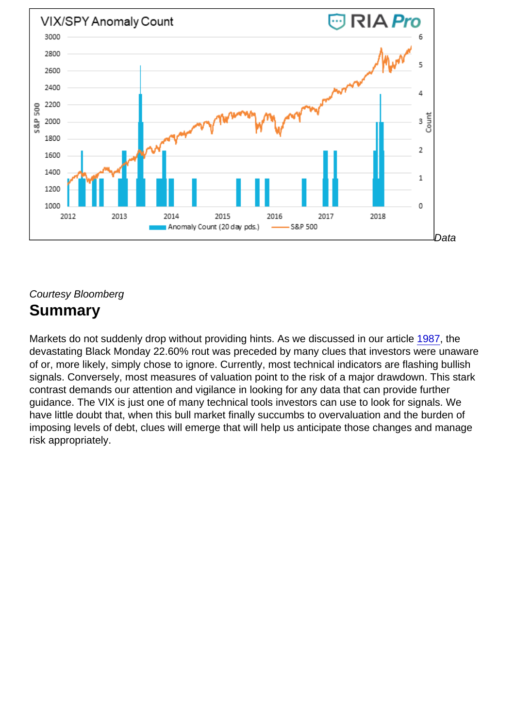VIX/SPY Anomaly Count

RIA Pro

S&P 500

3000
2800
2600
2400
2200
2000
1800
1600
1400
1200
1000

Count

6
5
4
3
2
1
0

2012 2013 2014 2015 2016 2017 2018

Anomaly Count (20 day pds.) S&P 500

*Data Courtesy Bloomberg*

## Summary

Markets do not suddenly drop without providing hints. As we discussed in our article [1987](), the devastating Black Monday 22.60% rout was preceded by many clues that investors were unaware of or, more likely, simply chose to ignore. Currently, most technical indicators are flashing bullish signals. Conversely, most measures of valuation point to the risk of a major drawdown. This stark contrast demands our attention and vigilance in looking for any data that can provide further guidance. The VIX is just one of many technical tools investors can use to look for signals. We have little doubt that, when this bull market finally succumbs to overvaluation and the burden of imposing levels of debt, clues will emerge that will help us anticipate those changes and manage risk appropriately.